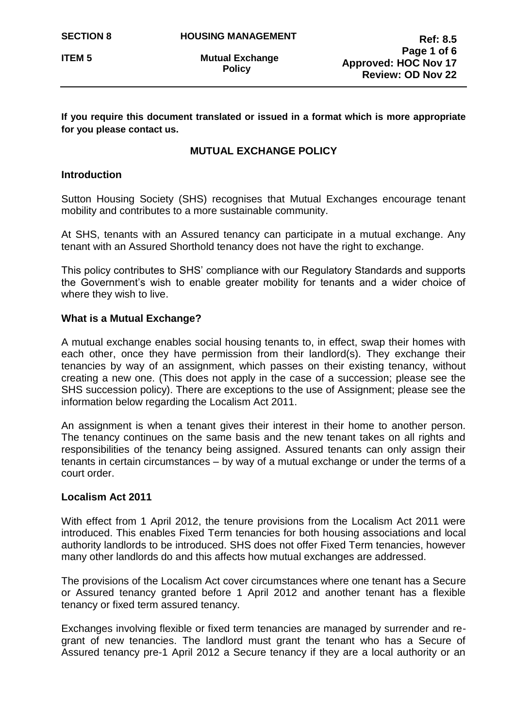**If you require this document translated or issued in a format which is more appropriate for you please contact us.**

# MUTUAL EXCHANGE POLICY

## Introduction

Sutton Housing Society (SHS) recognises that Mutual Exchanges encourage tenant mobility and contributes to a more sustainable community.

At SHS, tenants with an Assured tenancy can participate in a mutual exchange. Any tenant with an Assured Shorthold tenancy does not have the right to exchange.

This policy contributes to SHS' compliance with our Regulatory Standards and supports the Government's wish to enable greater mobility for tenants and a wider choice of where they wish to live.

## What is a Mutual Exchange?

A mutual exchange enables social housing tenants to, in effect, swap their homes with each other, once they have permission from their landlord(s). They exchange their tenancies by way of an assignment, which passes on their existing tenancy, without creating a new one. (This does not apply in the case of a succession; please see the SHS succession policy). There are exceptions to the use of Assignment; please see the information below regarding the Localism Act 2011.

An assignment is when a tenant gives their interest in their home to another person. The tenancy continues on the same basis and the new tenant takes on all rights and responsibilities of the tenancy being assigned. Assured tenants can only assign their tenants in certain circumstances – by way of a mutual exchange or under the terms of a court order.

## Localism Act 2011

With effect from 1 April 2012, the tenure provisions from the Localism Act 2011 were introduced. This enables Fixed Term tenancies for both housing associations and local authority landlords to be introduced. SHS does not offer Fixed Term tenancies, however many other landlords do and this affects how mutual exchanges are addressed.

The provisions of the Localism Act cover circumstances where one tenant has a Secure or Assured tenancy granted before 1 April 2012 and another tenant has a flexible tenancy or fixed term assured tenancy.

Exchanges involving flexible or fixed term tenancies are managed by surrender and re-grant of new tenancies. The landlord must grant the tenant who has a Secure of Assured tenancy pre-1 April 2012 a Secure tenancy if they are a local authority or an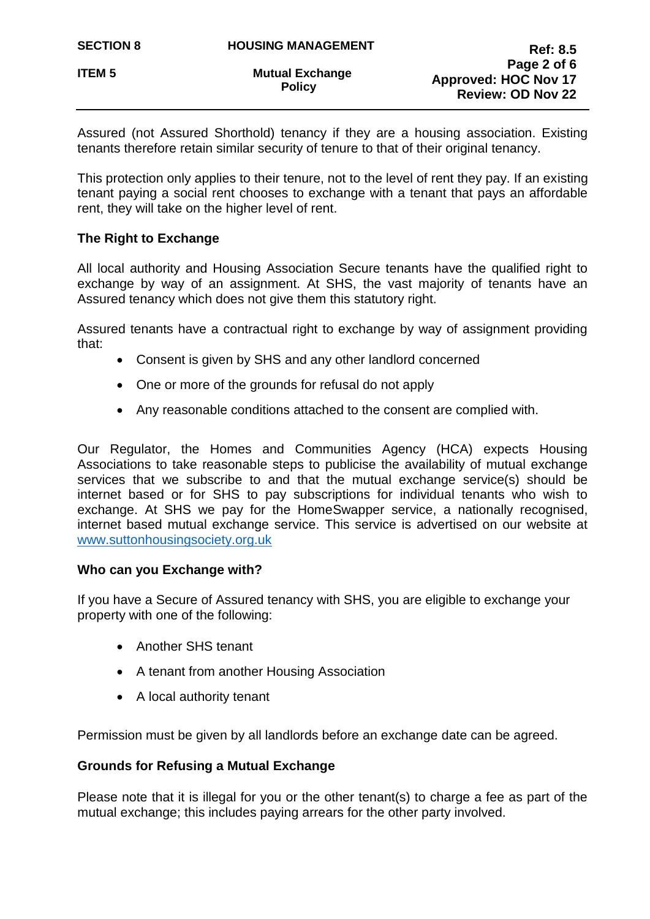Assured (not Assured Shorthold) tenancy if they are a housing association. Existing tenants therefore retain similar security of tenure to that of their original tenancy.

This protection only applies to their tenure, not to the level of rent they pay. If an existing tenant paying a social rent chooses to exchange with a tenant that pays an affordable rent, they will take on the higher level of rent.

**The Right to Exchange**

All local authority and Housing Association Secure tenants have the qualified right to exchange by way of an assignment. At SHS, the vast majority of tenants have an Assured tenancy which does not give them this statutory right.

Assured tenants have a contractual right to exchange by way of assignment providing that:

- Consent is given by SHS and any other landlord concerned
- One or more of the grounds for refusal do not apply
- Any reasonable conditions attached to the consent are complied with.

Our Regulator, the Homes and Communities Agency (HCA) expects Housing Associations to take reasonable steps to publicise the availability of mutual exchange services that we subscribe to and that the mutual exchange service(s) should be internet based or for SHS to pay subscriptions for individual tenants who wish to exchange. At SHS we pay for the HomeSwapper service, a nationally recognised, internet based mutual exchange service. This service is advertised on our website at [www.suttonhousingsociety.org.uk](http://www.suttonhousingsociety.org.uk)

**Who can you Exchange with?**

If you have a Secure of Assured tenancy with SHS, you are eligible to exchange your property with one of the following:

- Another SHS tenant
- A tenant from another Housing Association
- A local authority tenant

Permission must be given by all landlords before an exchange date can be agreed.

**Grounds for Refusing a Mutual Exchange**

Please note that it is illegal for you or the other tenant(s) to charge a fee as part of the mutual exchange; this includes paying arrears for the other party involved.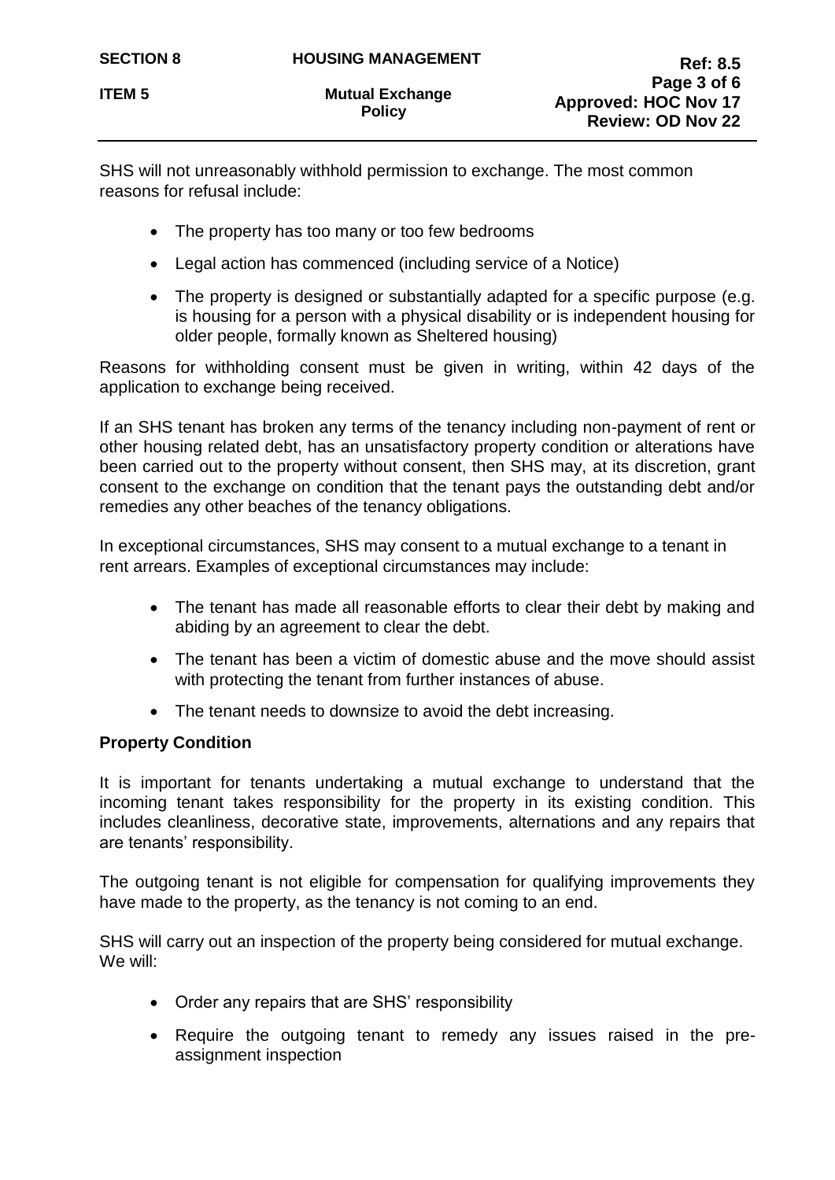SHS will not unreasonably withhold permission to exchange. The most common reasons for refusal include:

- The property has too many or too few bedrooms
- Legal action has commenced (including service of a Notice)
- The property is designed or substantially adapted for a specific purpose (e.g. is housing for a person with a physical disability or is independent housing for older people, formally known as Sheltered housing)

Reasons for withholding consent must be given in writing, within 42 days of the application to exchange being received.

If an SHS tenant has broken any terms of the tenancy including non-payment of rent or other housing related debt, has an unsatisfactory property condition or alterations have been carried out to the property without consent, then SHS may, at its discretion, grant consent to the exchange on condition that the tenant pays the outstanding debt and/or remedies any other beaches of the tenancy obligations.

In exceptional circumstances, SHS may consent to a mutual exchange to a tenant in rent arrears. Examples of exceptional circumstances may include:

- The tenant has made all reasonable efforts to clear their debt by making and abiding by an agreement to clear the debt.
- The tenant has been a victim of domestic abuse and the move should assist with protecting the tenant from further instances of abuse.
- The tenant needs to downsize to avoid the debt increasing.

**Property Condition**

It is important for tenants undertaking a mutual exchange to understand that the incoming tenant takes responsibility for the property in its existing condition. This includes cleanliness, decorative state, improvements, alternations and any repairs that are tenants' responsibility.

The outgoing tenant is not eligible for compensation for qualifying improvements they have made to the property, as the tenancy is not coming to an end.

SHS will carry out an inspection of the property being considered for mutual exchange. We will:

- Order any repairs that are SHS' responsibility
- Require the outgoing tenant to remedy any issues raised in the pre-assignment inspection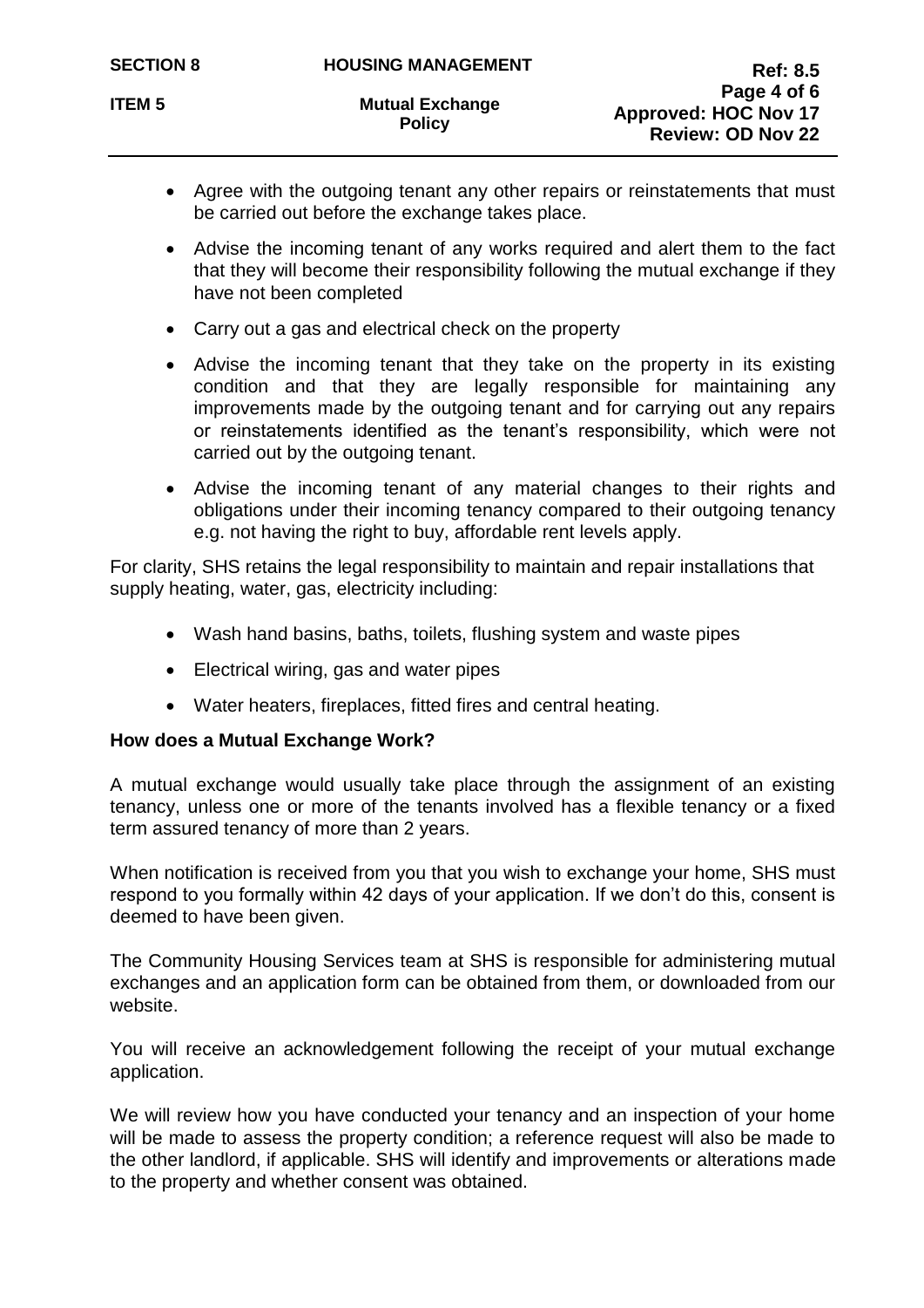- Agree with the outgoing tenant any other repairs or reinstatements that must be carried out before the exchange takes place.
- Advise the incoming tenant of any works required and alert them to the fact that they will become their responsibility following the mutual exchange if they have not been completed
- Carry out a gas and electrical check on the property
- Advise the incoming tenant that they take on the property in its existing condition and that they are legally responsible for maintaining any improvements made by the outgoing tenant and for carrying out any repairs or reinstatements identified as the tenant's responsibility, which were not carried out by the outgoing tenant.
- Advise the incoming tenant of any material changes to their rights and obligations under their incoming tenancy compared to their outgoing tenancy e.g. not having the right to buy, affordable rent levels apply.

For clarity, SHS retains the legal responsibility to maintain and repair installations that supply heating, water, gas, electricity including:

- Wash hand basins, baths, toilets, flushing system and waste pipes
- Electrical wiring, gas and water pipes
- Water heaters, fireplaces, fitted fires and central heating.

**How does a Mutual Exchange Work?**

A mutual exchange would usually take place through the assignment of an existing tenancy, unless one or more of the tenants involved has a flexible tenancy or a fixed term assured tenancy of more than 2 years.

When notification is received from you that you wish to exchange your home, SHS must respond to you formally within 42 days of your application. If we don't do this, consent is deemed to have been given.

The Community Housing Services team at SHS is responsible for administering mutual exchanges and an application form can be obtained from them, or downloaded from our website.

You will receive an acknowledgement following the receipt of your mutual exchange application.

We will review how you have conducted your tenancy and an inspection of your home will be made to assess the property condition; a reference request will also be made to the other landlord, if applicable. SHS will identify and improvements or alterations made to the property and whether consent was obtained.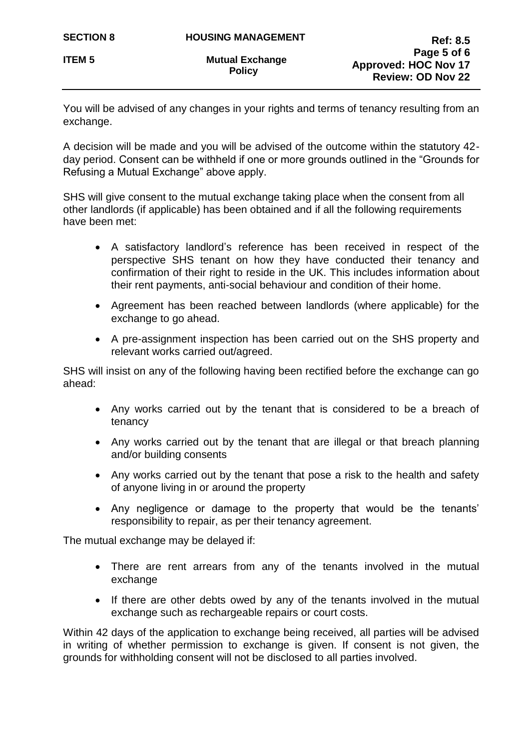You will be advised of any changes in your rights and terms of tenancy resulting from an exchange.

A decision will be made and you will be advised of the outcome within the statutory 42-day period. Consent can be withheld if one or more grounds outlined in the "Grounds for Refusing a Mutual Exchange" above apply.

SHS will give consent to the mutual exchange taking place when the consent from all other landlords (if applicable) has been obtained and if all the following requirements have been met:

- A satisfactory landlord's reference has been received in respect of the perspective SHS tenant on how they have conducted their tenancy and confirmation of their right to reside in the UK. This includes information about their rent payments, anti-social behaviour and condition of their home.
- Agreement has been reached between landlords (where applicable) for the exchange to go ahead.
- A pre-assignment inspection has been carried out on the SHS property and relevant works carried out/agreed.

SHS will insist on any of the following having been rectified before the exchange can go ahead:

- Any works carried out by the tenant that is considered to be a breach of tenancy
- Any works carried out by the tenant that are illegal or that breach planning and/or building consents
- Any works carried out by the tenant that pose a risk to the health and safety of anyone living in or around the property
- Any negligence or damage to the property that would be the tenants' responsibility to repair, as per their tenancy agreement.

The mutual exchange may be delayed if:

- There are rent arrears from any of the tenants involved in the mutual exchange
- If there are other debts owed by any of the tenants involved in the mutual exchange such as rechargeable repairs or court costs.

Within 42 days of the application to exchange being received, all parties will be advised in writing of whether permission to exchange is given. If consent is not given, the grounds for withholding consent will not be disclosed to all parties involved.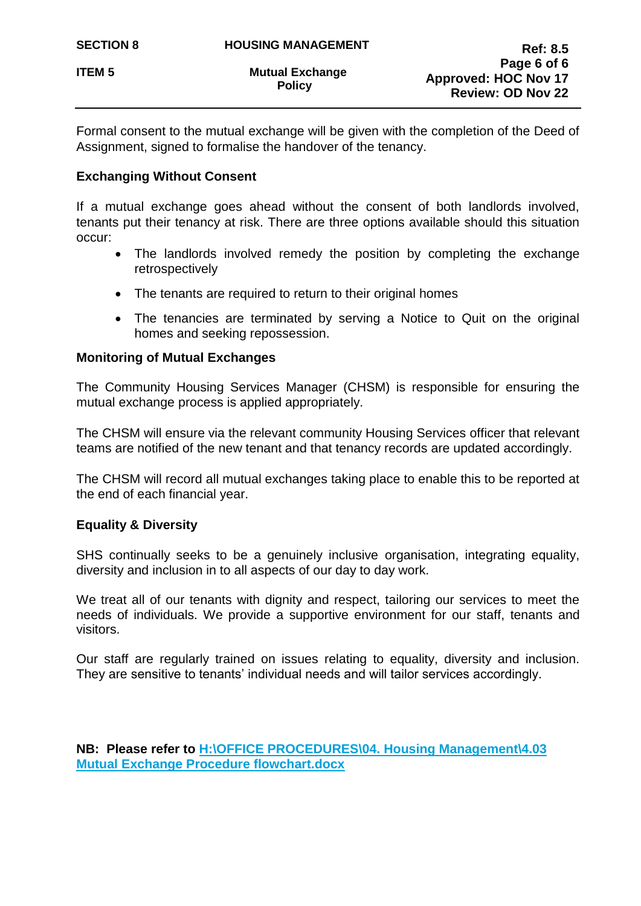Formal consent to the mutual exchange will be given with the completion of the Deed of Assignment, signed to formalise the handover of the tenancy.

### Exchanging Without Consent

If a mutual exchange goes ahead without the consent of both landlords involved, tenants put their tenancy at risk. There are three options available should this situation occur:

- The landlords involved remedy the position by completing the exchange retrospectively
- The tenants are required to return to their original homes
- The tenancies are terminated by serving a Notice to Quit on the original homes and seeking repossession.

### Monitoring of Mutual Exchanges

The Community Housing Services Manager (CHSM) is responsible for ensuring the mutual exchange process is applied appropriately.

The CHSM will ensure via the relevant community Housing Services officer that relevant teams are notified of the new tenant and that tenancy records are updated accordingly.

The CHSM will record all mutual exchanges taking place to enable this to be reported at the end of each financial year.

### Equality & Diversity

SHS continually seeks to be a genuinely inclusive organisation, integrating equality, diversity and inclusion in to all aspects of our day to day work.

We treat all of our tenants with dignity and respect, tailoring our services to meet the needs of individuals. We provide a supportive environment for our staff, tenants and visitors.

Our staff are regularly trained on issues relating to equality, diversity and inclusion. They are sensitive to tenants' individual needs and will tailor services accordingly.

**NB: Please refer to H:\OFFICE PROCEDURES\04. Housing Management\4.03 Mutual Exchange Procedure flowchart.docx**